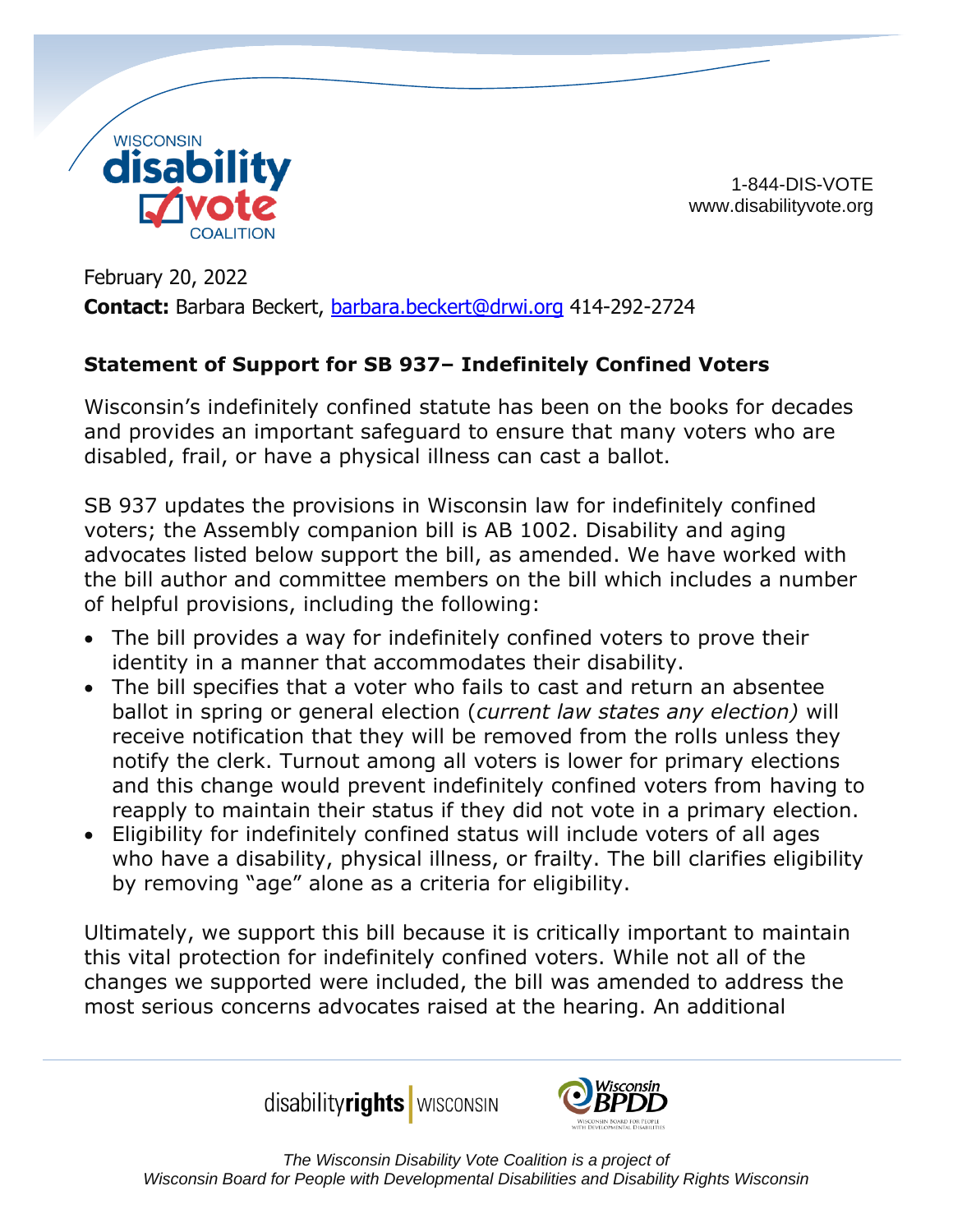WISCONSIN disability vote COALITION

1-844-DIS-VOTE
www.disabilityvote.org

February 20, 2022
**Contact:** Barbara Beckert, barbara.beckert@drwi.org 414-292-2724

## Statement of Support for SB 937– Indefinitely Confined Voters

Wisconsin's indefinitely confined statute has been on the books for decades and provides an important safeguard to ensure that many voters who are disabled, frail, or have a physical illness can cast a ballot.

SB 937 updates the provisions in Wisconsin law for indefinitely confined voters; the Assembly companion bill is AB 1002. Disability and aging advocates listed below support the bill, as amended. We have worked with the bill author and committee members on the bill which includes a number of helpful provisions, including the following:

- The bill provides a way for indefinitely confined voters to prove their identity in a manner that accommodates their disability.
- The bill specifies that a voter who fails to cast and return an absentee ballot in spring or general election (*current law states any election)* will receive notification that they will be removed from the rolls unless they notify the clerk. Turnout among all voters is lower for primary elections and this change would prevent indefinitely confined voters from having to reapply to maintain their status if they did not vote in a primary election.
- Eligibility for indefinitely confined status will include voters of all ages who have a disability, physical illness, or frailty. The bill clarifies eligibility by removing "age" alone as a criteria for eligibility.

Ultimately, we support this bill because it is critically important to maintain this vital protection for indefinitely confined voters. While not all of the changes we supported were included, the bill was amended to address the most serious concerns advocates raised at the hearing. An additional

disabilityrights WISCONSIN | Wisconsin BPDD

*The Wisconsin Disability Vote Coalition is a project of Wisconsin Board for People with Developmental Disabilities and Disability Rights Wisconsin*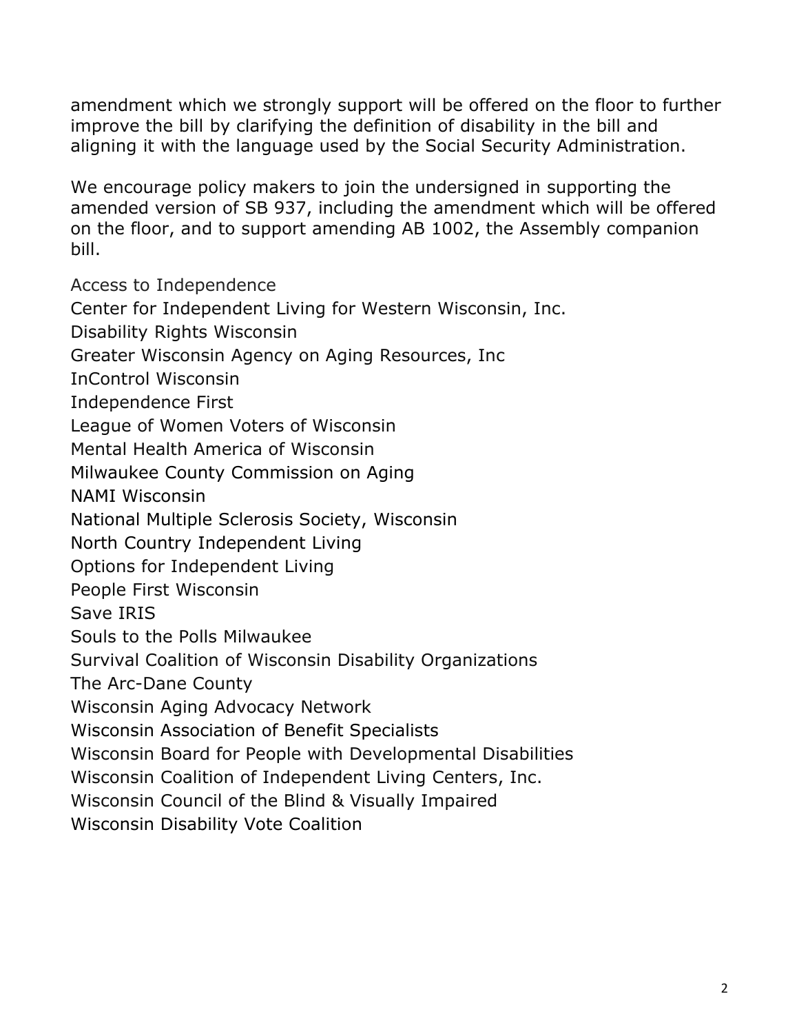amendment which we strongly support will be offered on the floor to further improve the bill by clarifying the definition of disability in the bill and aligning it with the language used by the Social Security Administration.

We encourage policy makers to join the undersigned in supporting the amended version of SB 937, including the amendment which will be offered on the floor, and to support amending AB 1002, the Assembly companion bill.

Access to Independence
Center for Independent Living for Western Wisconsin, Inc.
Disability Rights Wisconsin
Greater Wisconsin Agency on Aging Resources, Inc
InControl Wisconsin
Independence First
League of Women Voters of Wisconsin
Mental Health America of Wisconsin
Milwaukee County Commission on Aging
NAMI Wisconsin
National Multiple Sclerosis Society, Wisconsin
North Country Independent Living
Options for Independent Living
People First Wisconsin
Save IRIS
Souls to the Polls Milwaukee
Survival Coalition of Wisconsin Disability Organizations
The Arc-Dane County
Wisconsin Aging Advocacy Network
Wisconsin Association of Benefit Specialists
Wisconsin Board for People with Developmental Disabilities
Wisconsin Coalition of Independent Living Centers, Inc.
Wisconsin Council of the Blind & Visually Impaired
Wisconsin Disability Vote Coalition